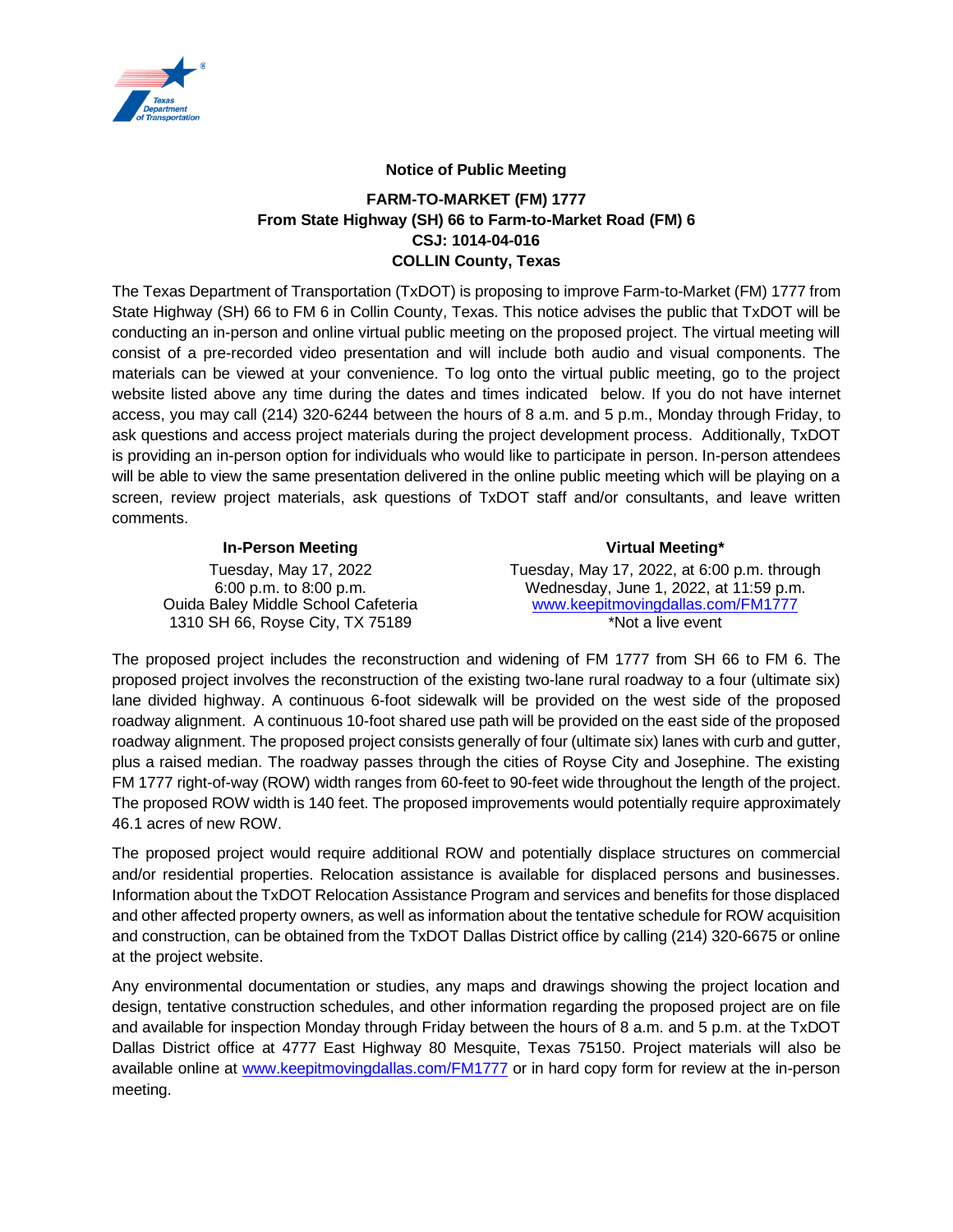**Notice of Public Meeting**

**FARM-TO-MARKET (FM) 1777**
**From State Highway (SH) 66 to Farm-to-Market Road (FM) 6**
**CSJ: 1014-04-016**
**COLLIN County, Texas**

The Texas Department of Transportation (TxDOT) is proposing to improve Farm-to-Market (FM) 1777 from State Highway (SH) 66 to FM 6 in Collin County, Texas. This notice advises the public that TxDOT will be conducting an in-person and online virtual public meeting on the proposed project. The virtual meeting will consist of a pre-recorded video presentation and will include both audio and visual components. The materials can be viewed at your convenience. To log onto the virtual public meeting, go to the project website listed above any time during the dates and times indicated below. If you do not have internet access, you may call (214) 320-6244 between the hours of 8 a.m. and 5 p.m., Monday through Friday, to ask questions and access project materials during the project development process. Additionally, TxDOT is providing an in-person option for individuals who would like to participate in person. In-person attendees will be able to view the same presentation delivered in the online public meeting which will be playing on a screen, review project materials, ask questions of TxDOT staff and/or consultants, and leave written comments.

**In-Person Meeting**

Tuesday, May 17, 2022
6:00 p.m. to 8:00 p.m.
Ouida Baley Middle School Cafeteria
1310 SH 66, Royse City, TX 75189

**Virtual Meeting***

Tuesday, May 17, 2022, at 6:00 p.m. through
Wednesday, June 1, 2022, at 11:59 p.m.
www.keepitmovingdallas.com/FM1777
*Not a live event

The proposed project includes the reconstruction and widening of FM 1777 from SH 66 to FM 6. The proposed project involves the reconstruction of the existing two-lane rural roadway to a four (ultimate six) lane divided highway. A continuous 6-foot sidewalk will be provided on the west side of the proposed roadway alignment. A continuous 10-foot shared use path will be provided on the east side of the proposed roadway alignment. The proposed project consists generally of four (ultimate six) lanes with curb and gutter, plus a raised median. The roadway passes through the cities of Royse City and Josephine. The existing FM 1777 right-of-way (ROW) width ranges from 60-feet to 90-feet wide throughout the length of the project. The proposed ROW width is 140 feet. The proposed improvements would potentially require approximately 46.1 acres of new ROW.

The proposed project would require additional ROW and potentially displace structures on commercial and/or residential properties. Relocation assistance is available for displaced persons and businesses. Information about the TxDOT Relocation Assistance Program and services and benefits for those displaced and other affected property owners, as well as information about the tentative schedule for ROW acquisition and construction, can be obtained from the TxDOT Dallas District office by calling (214) 320-6675 or online at the project website.

Any environmental documentation or studies, any maps and drawings showing the project location and design, tentative construction schedules, and other information regarding the proposed project are on file and available for inspection Monday through Friday between the hours of 8 a.m. and 5 p.m. at the TxDOT Dallas District office at 4777 East Highway 80 Mesquite, Texas 75150. Project materials will also be available online at www.keepitmovingdallas.com/FM1777 or in hard copy form for review at the in-person meeting.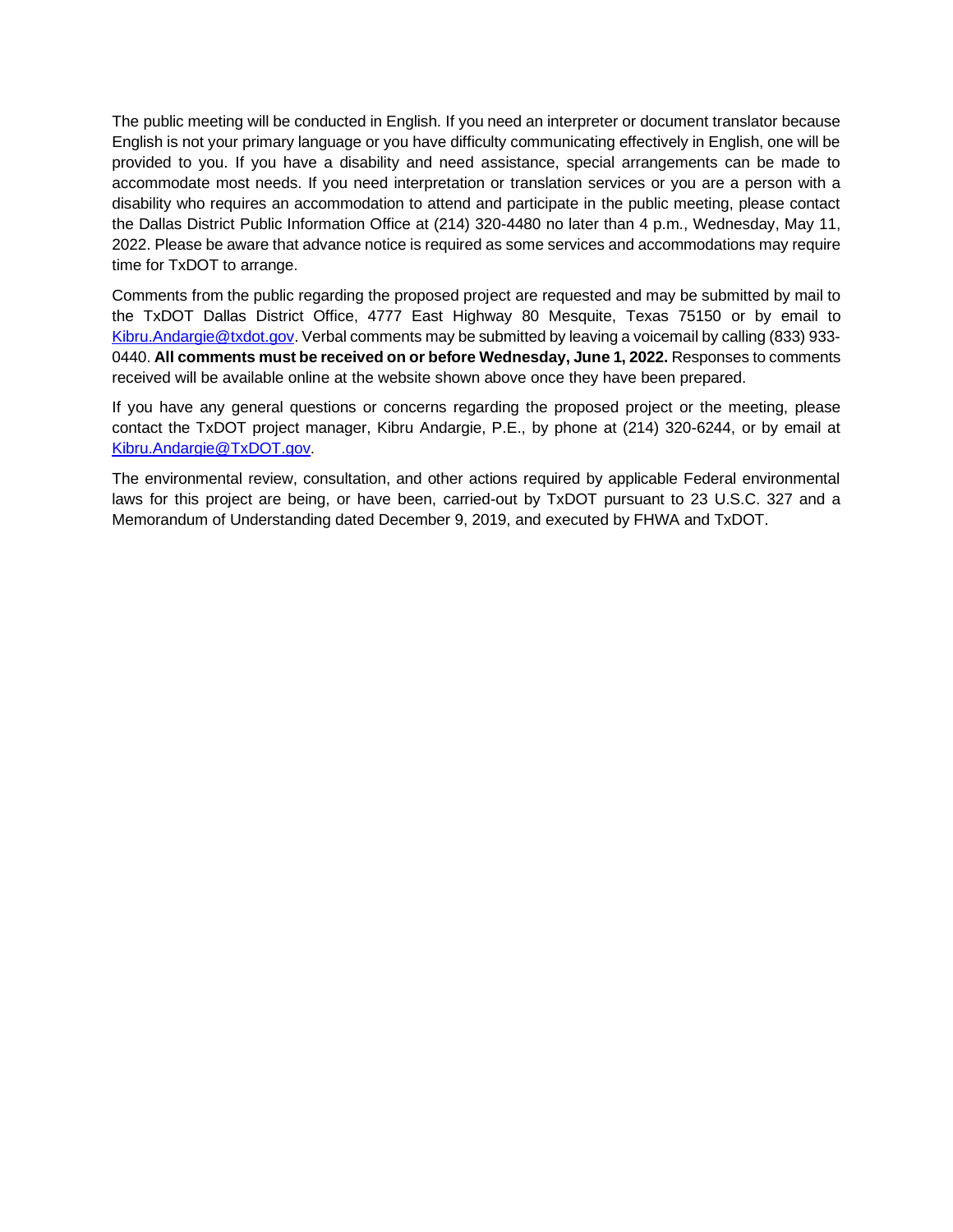The public meeting will be conducted in English. If you need an interpreter or document translator because English is not your primary language or you have difficulty communicating effectively in English, one will be provided to you. If you have a disability and need assistance, special arrangements can be made to accommodate most needs. If you need interpretation or translation services or you are a person with a disability who requires an accommodation to attend and participate in the public meeting, please contact the Dallas District Public Information Office at (214) 320-4480 no later than 4 p.m., Wednesday, May 11, 2022. Please be aware that advance notice is required as some services and accommodations may require time for TxDOT to arrange.

Comments from the public regarding the proposed project are requested and may be submitted by mail to the TxDOT Dallas District Office, 4777 East Highway 80 Mesquite, Texas 75150 or by email to Kibru.Andargie@txdot.gov. Verbal comments may be submitted by leaving a voicemail by calling (833) 933-0440. **All comments must be received on or before Wednesday, June 1, 2022.** Responses to comments received will be available online at the website shown above once they have been prepared.

If you have any general questions or concerns regarding the proposed project or the meeting, please contact the TxDOT project manager, Kibru Andargie, P.E., by phone at (214) 320-6244, or by email at Kibru.Andargie@TxDOT.gov.

The environmental review, consultation, and other actions required by applicable Federal environmental laws for this project are being, or have been, carried-out by TxDOT pursuant to 23 U.S.C. 327 and a Memorandum of Understanding dated December 9, 2019, and executed by FHWA and TxDOT.